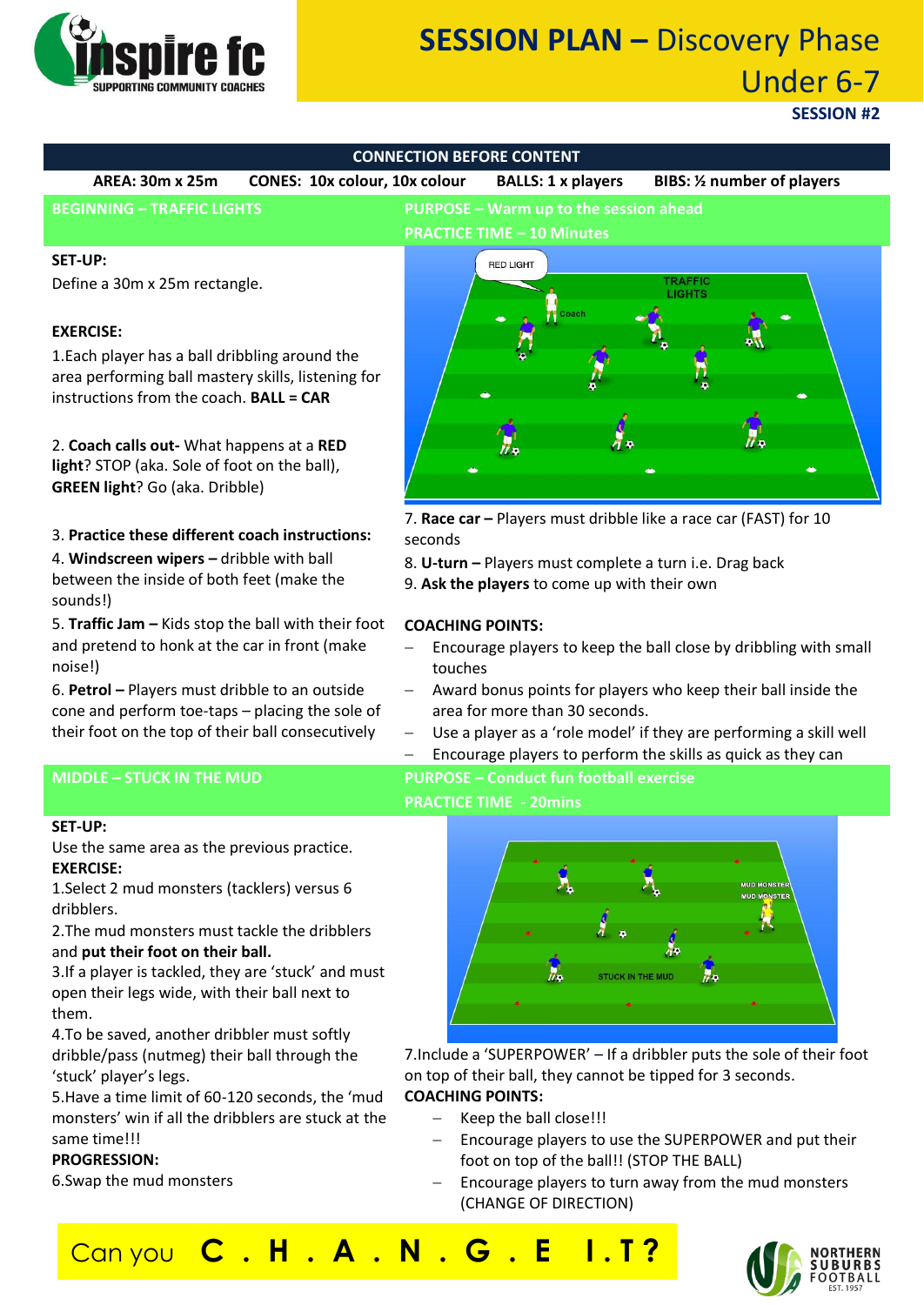# SESSION PLAN – Discovery Phase Under 6-7

**SESSION #2**

## CONNECTION BEFORE CONTENT

**AREA: 30m x 25m** **CONES: 10x colour, 10x colour** **BALLS: 1 x players** **BIBS: ½ number of players**

## BEGINNING – TRAFFIC LIGHTS

**PURPOSE – Warm up to the session ahead**

**PRACTICE TIME – 10 Minutes**

**SET-UP:**

Define a 30m x 25m rectangle.

**EXERCISE:**

1.Each player has a ball dribbling around the area performing ball mastery skills, listening for instructions from the coach. **BALL = CAR**

2. **Coach calls out-** What happens at a **RED light**? STOP (aka. Sole of foot on the ball), **GREEN light**? Go (aka. Dribble)

3. **Practice these different coach instructions:**

4. **Windscreen wipers –** dribble with ball between the inside of both feet (make the sounds!)

5. **Traffic Jam –** Kids stop the ball with their foot and pretend to honk at the car in front (make noise!)

6. **Petrol –** Players must dribble to an outside cone and perform toe-taps – placing the sole of their foot on the top of their ball consecutively

7. **Race car –** Players must dribble like a race car (FAST) for 10 seconds

8. **U-turn –** Players must complete a turn i.e. Drag back

9. **Ask the players** to come up with their own

**COACHING POINTS:**

- Encourage players to keep the ball close by dribbling with small touches
- Award bonus points for players who keep their ball inside the area for more than 30 seconds.
- Use a player as a 'role model' if they are performing a skill well
- Encourage players to perform the skills as quick as they can

## MIDDLE – STUCK IN THE MUD

**PURPOSE – Conduct fun football exercise**

**PRACTICE TIME - 20mins**

**SET-UP:**

Use the same area as the previous practice.

**EXERCISE:**

1.Select 2 mud monsters (tacklers) versus 6 dribblers.

2.The mud monsters must tackle the dribblers and **put their foot on their ball.**

3.If a player is tackled, they are 'stuck' and must open their legs wide, with their ball next to them.

4.To be saved, another dribbler must softly dribble/pass (nutmeg) their ball through the 'stuck' player's legs.

5.Have a time limit of 60-120 seconds, the 'mud monsters' win if all the dribblers are stuck at the same time!!!

**PROGRESSION:**

6.Swap the mud monsters

7.Include a 'SUPERPOWER' – If a dribbler puts the sole of their foot on top of their ball, they cannot be tipped for 3 seconds.

**COACHING POINTS:**

- Keep the ball close!!!
- Encourage players to use the SUPERPOWER and put their foot on top of the ball!!! (STOP THE BALL)
- Encourage players to turn away from the mud monsters (CHANGE OF DIRECTION)

Can you **C . H . A . N . G . E I.T?**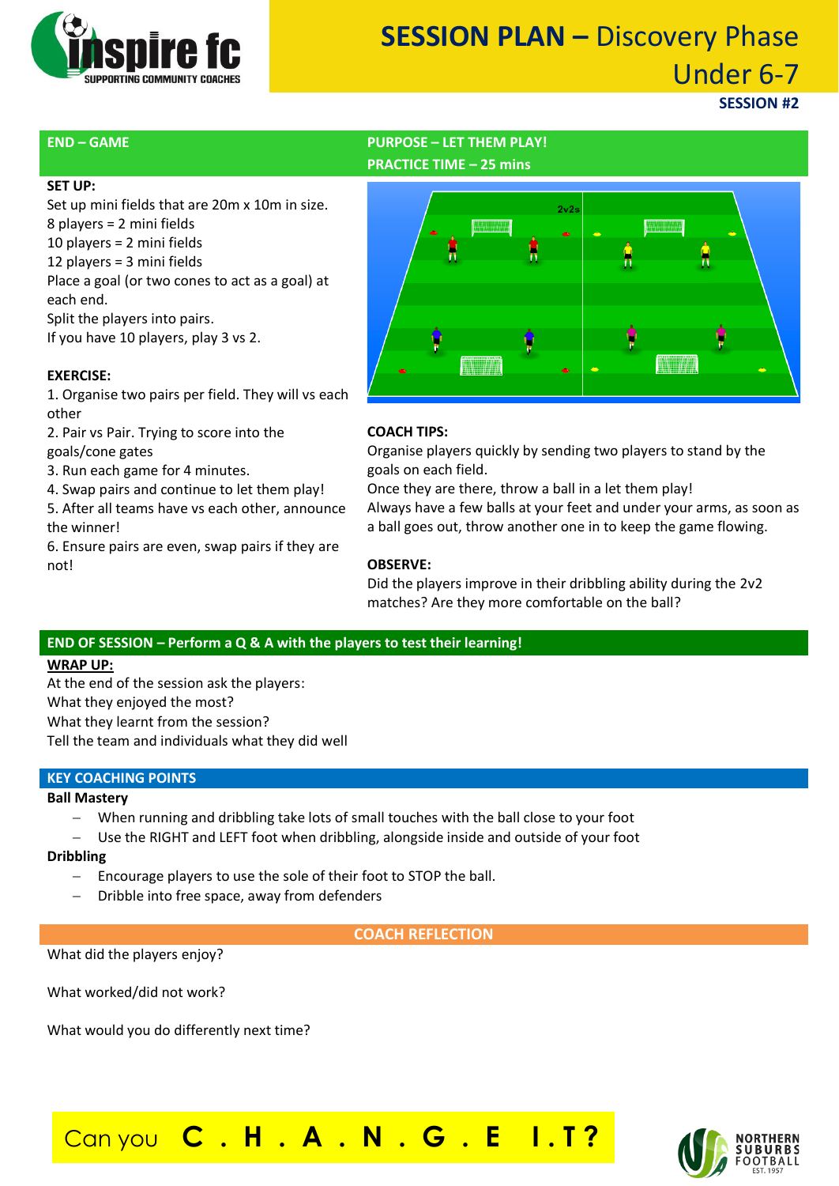# SESSION PLAN – Discovery Phase Under 6-7

**SESSION #2**

## END – GAME

**PURPOSE – LET THEM PLAY!**
**PRACTICE TIME – 25 mins**

**SET UP:**
Set up mini fields that are 20m x 10m in size.
8 players = 2 mini fields
10 players = 2 mini fields
12 players = 3 mini fields
Place a goal (or two cones to act as a goal) at each end.
Split the players into pairs.
If you have 10 players, play 3 vs 2.

**EXERCISE:**
1. Organise two pairs per field. They will vs each other
2. Pair vs Pair. Trying to score into the goals/cone gates
3. Run each game for 4 minutes.
4. Swap pairs and continue to let them play!
5. After all teams have vs each other, announce the winner!
6. Ensure pairs are even, swap pairs if they are not!

2v2s

**COACH TIPS:**
Organise players quickly by sending two players to stand by the goals on each field.
Once they are there, throw a ball in a let them play!
Always have a few balls at your feet and under your arms, as soon as a ball goes out, throw another one in to keep the game flowing.

**OBSERVE:**
Did the players improve in their dribbling ability during the 2v2 matches? Are they more comfortable on the ball?

## END OF SESSION – Perform a Q & A with the players to test their learning!

**WRAP UP:**
At the end of the session ask the players:
What they enjoyed the most?
What they learnt from the session?
Tell the team and individuals what they did well

## KEY COACHING POINTS

**Ball Mastery**
- When running and dribbling take lots of small touches with the ball close to your foot
- Use the RIGHT and LEFT foot when dribbling, alongside inside and outside of your foot

**Dribbling**
- Encourage players to use the sole of their foot to STOP the ball.
- Dribble into free space, away from defenders

## COACH REFLECTION

What did the players enjoy?

What worked/did not work?

What would you do differently next time?

Can you C . H . A . N . G . E I.T?